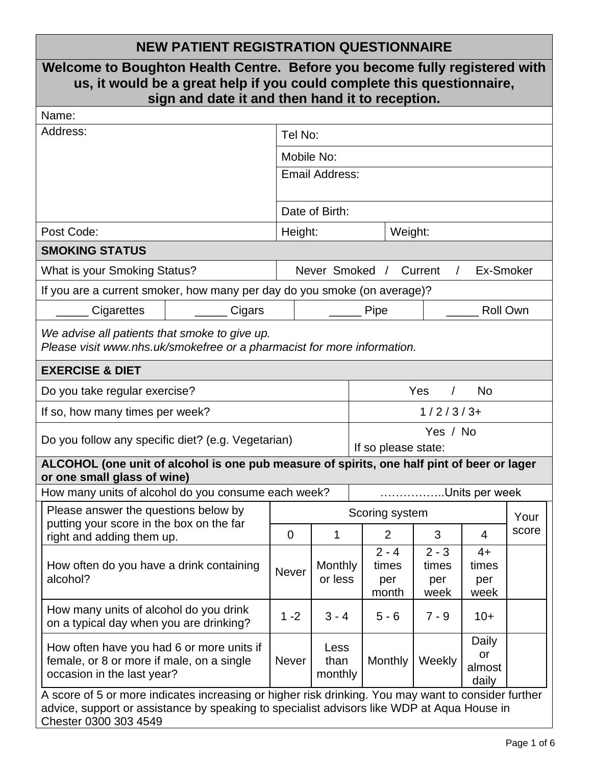# NEW PATIENT REGISTRATION QUESTIONNAIRE

**Welcome to Boughton Health Centre. Before you become fully registered with us, it would be a great help if you could complete this questionnaire, sign and date it and then hand it to reception.**

| Name: | | |
|---|---|---|
| Address: | Tel No: | |
| | Mobile No: | |
| | Email Address: | |
| | Date of Birth: | |
| Post Code: | Height: | Weight: |

## SMOKING STATUS

| What is your Smoking Status? | Never Smoked / Current / Ex-Smoker |
|---|---|

If you are a current smoker, how many per day do you smoke (on average)?

| _____ Cigarettes | _____ Cigars | _____ Pipe | _____ Roll Own |
|---|---|---|---|

*We advise all patients that smoke to give up.*
*Please visit www.nhs.uk/smokefree or a pharmacist for more information.*

## EXERCISE & DIET

| Do you take regular exercise? | Yes / No |
|---|---|
| If so, how many times per week? | 1 / 2 / 3 / 3+ |
| Do you follow any specific diet? (e.g. Vegetarian) | Yes / No<br>If so please state: |

## ALCOHOL (one unit of alcohol is one pub measure of spirits, one half pint of beer or lager or one small glass of wine)

| How many units of alcohol do you consume each week? | ……………..Units per week |
|---|---|

| Please answer the questions below by putting your score in the box on the far right and adding them up. | Scoring system | | | | | Your score |
|---|---|---|---|---|---|---|
| | 0 | 1 | 2 | 3 | 4 | |
| How often do you have a drink containing alcohol? | Never | Monthly or less | 2 - 4 times per month | 2 - 3 times per week | 4+ times per week | |
| How many units of alcohol do you drink on a typical day when you are drinking? | 1 -2 | 3 - 4 | 5 - 6 | 7 - 9 | 10+ | |
| How often have you had 6 or more units if female, or 8 or more if male, on a single occasion in the last year? | Never | Less than monthly | Monthly | Weekly | Daily or almost daily | |

A score of 5 or more indicates increasing or higher risk drinking. You may want to consider further advice, support or assistance by speaking to specialist advisors like WDP at Aqua House in Chester 0300 303 4549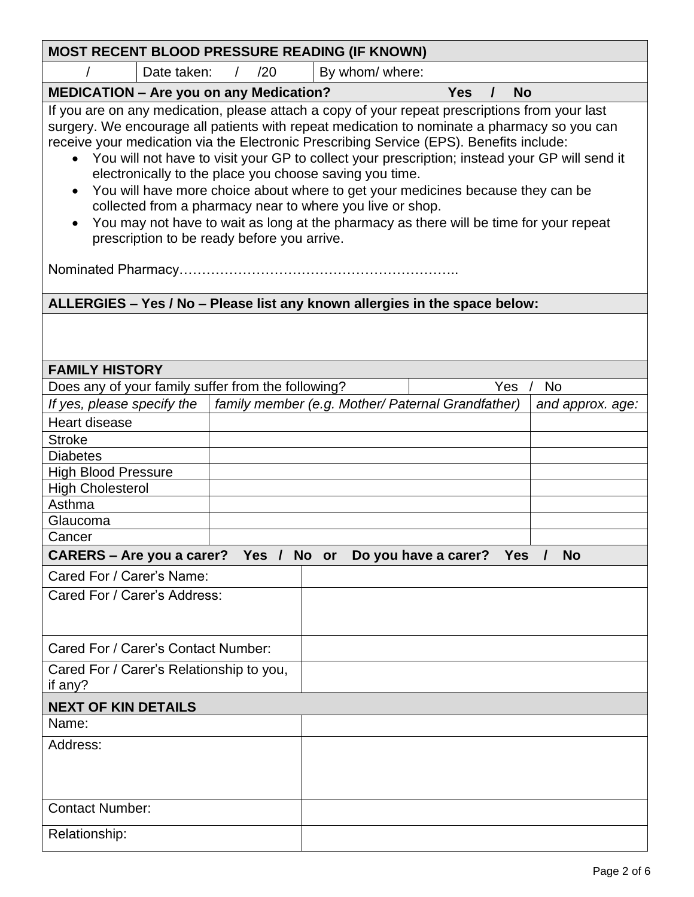| MOST RECENT BLOOD PRESSURE READING (IF KNOWN) | | |
|---|---|---|
| / | Date taken: / /20 | By whom/ where: |

**MEDICATION – Are you on any Medication? Yes / No**

If you are on any medication, please attach a copy of your repeat prescriptions from your last surgery. We encourage all patients with repeat medication to nominate a pharmacy so you can receive your medication via the Electronic Prescribing Service (EPS). Benefits include:

- You will not have to visit your GP to collect your prescription; instead your GP will send it electronically to the place you choose saving you time.
- You will have more choice about where to get your medicines because they can be collected from a pharmacy near to where you live or shop.
- You may not have to wait as long at the pharmacy as there will be time for your repeat prescription to be ready before you arrive.

Nominated Pharmacy……………………………………………………..

**ALLERGIES – Yes / No – Please list any known allergies in the space below:**

| FAMILY HISTORY | | |
|---|---|---|
| Does any of your family suffer from the following? | | Yes / No |
| *If yes, please specify the* | *family member (e.g. Mother/ Paternal Grandfather)* | *and approx. age:* |
| Heart disease | | |
| Stroke | | |
| Diabetes | | |
| High Blood Pressure | | |
| High Cholesterol | | |
| Asthma | | |
| Glaucoma | | |
| Cancer | | |

| CARERS – Are you a carer? Yes / No or Do you have a carer? Yes / No | |
|---|---|
| Cared For / Carer's Name: | |
| Cared For / Carer's Address: | |
| Cared For / Carer's Contact Number: | |
| Cared For / Carer's Relationship to you, if any? | |

| NEXT OF KIN DETAILS | |
|---|---|
| Name: | |
| Address: | |
| Contact Number: | |
| Relationship: | |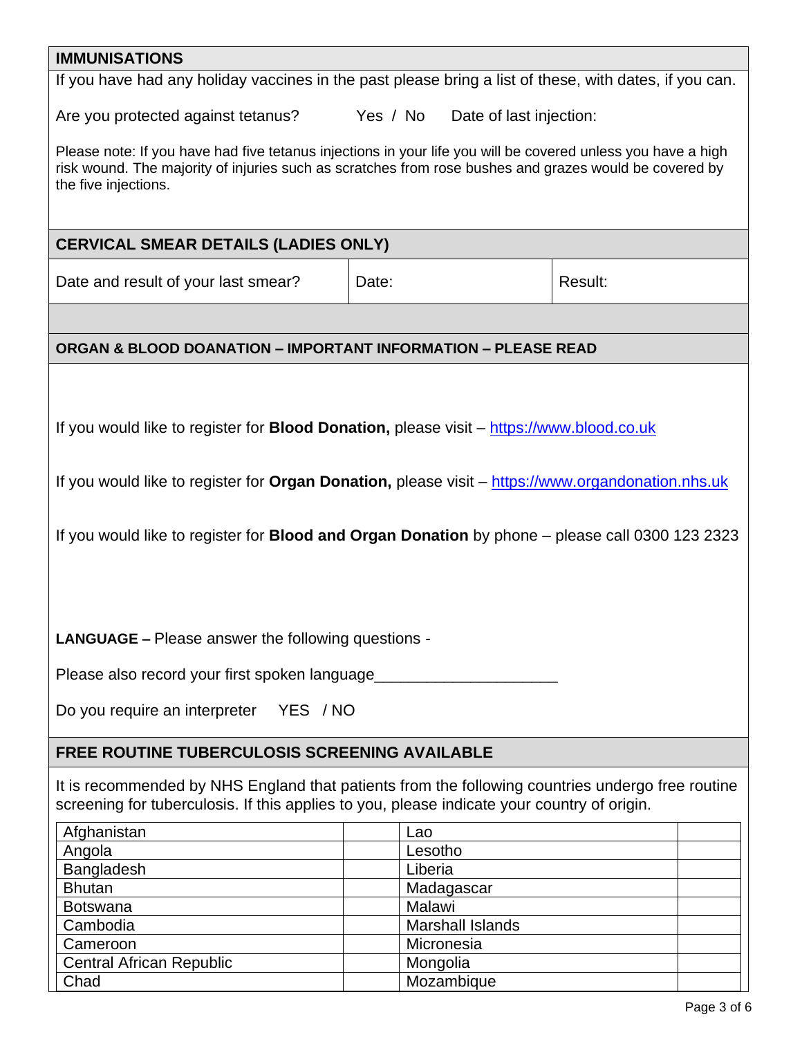## IMMUNISATIONS

If you have had any holiday vaccines in the past please bring a list of these, with dates, if you can.

Are you protected against tetanus? Yes / No Date of last injection:

Please note: If you have had five tetanus injections in your life you will be covered unless you have a high risk wound. The majority of injuries such as scratches from rose bushes and grazes would be covered by the five injections.

## CERVICAL SMEAR DETAILS (LADIES ONLY)

| Date and result of your last smear? | Date: | Result: |
|---|---|---|

## ORGAN & BLOOD DOANATION – IMPORTANT INFORMATION – PLEASE READ

If you would like to register for **Blood Donation,** please visit – https://www.blood.co.uk

If you would like to register for **Organ Donation,** please visit – https://www.organdonation.nhs.uk

If you would like to register for **Blood and Organ Donation** by phone – please call 0300 123 2323

**LANGUAGE –** Please answer the following questions -

Please also record your first spoken language_____________________

Do you require an interpreter YES / NO

## FREE ROUTINE TUBERCULOSIS SCREENING AVAILABLE

It is recommended by NHS England that patients from the following countries undergo free routine screening for tuberculosis. If this applies to you, please indicate your country of origin.

| Country | | Country | |
|---|---|---|---|
| Afghanistan | | Lao | |
| Angola | | Lesotho | |
| Bangladesh | | Liberia | |
| Bhutan | | Madagascar | |
| Botswana | | Malawi | |
| Cambodia | | Marshall Islands | |
| Cameroon | | Micronesia | |
| Central African Republic | | Mongolia | |
| Chad | | Mozambique | |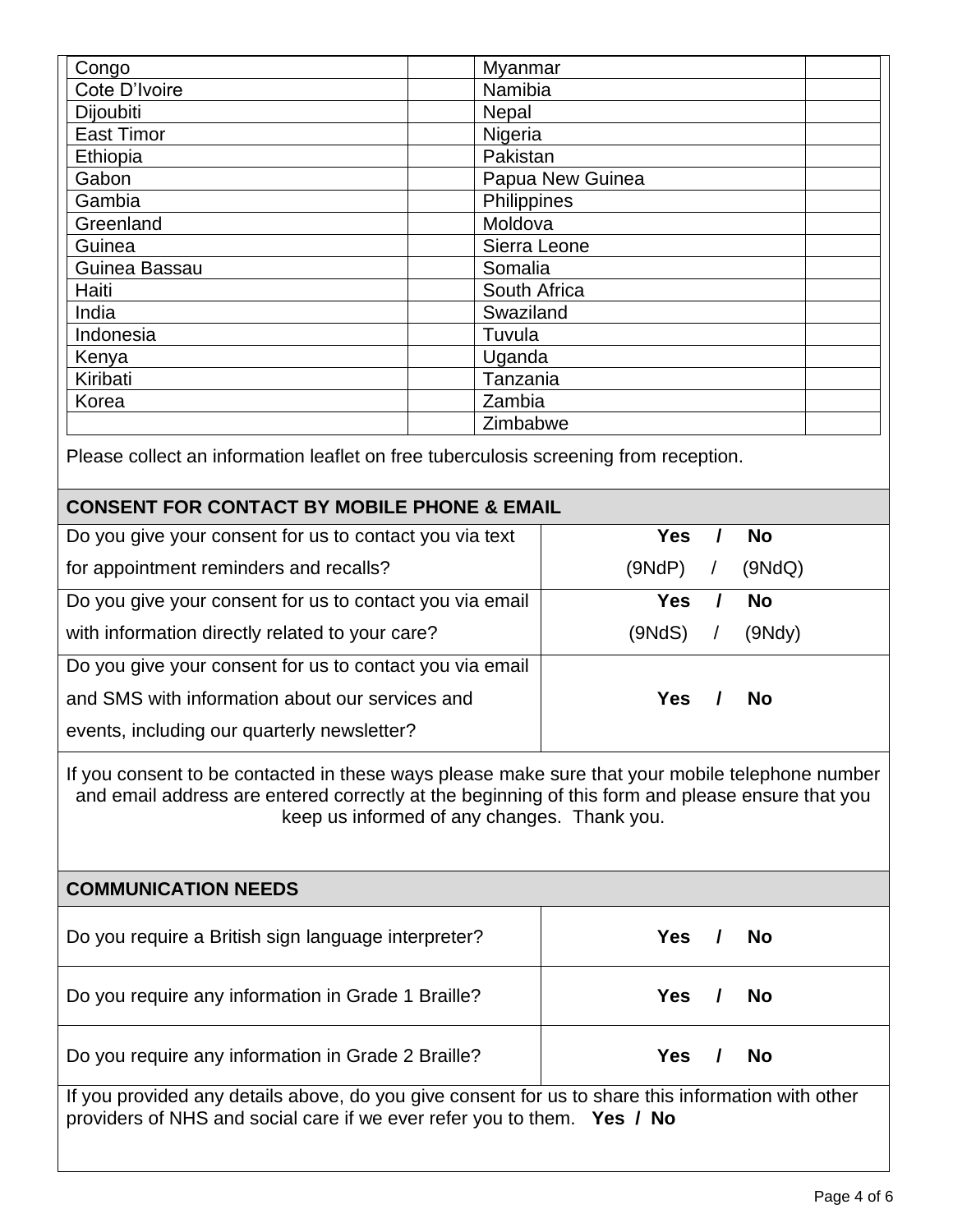| | | | |
|---|---|---|---|
| Congo | | Myanmar | |
| Cote D’Ivoire | | Namibia | |
| Dijoubiti | | Nepal | |
| East Timor | | Nigeria | |
| Ethiopia | | Pakistan | |
| Gabon | | Papua New Guinea | |
| Gambia | | Philippines | |
| Greenland | | Moldova | |
| Guinea | | Sierra Leone | |
| Guinea Bassau | | Somalia | |
| Haiti | | South Africa | |
| India | | Swaziland | |
| Indonesia | | Tuvula | |
| Kenya | | Uganda | |
| Kiribati | | Tanzania | |
| Korea | | Zambia | |
| | | Zimbabwe | |

Please collect an information leaflet on free tuberculosis screening from reception.

## CONSENT FOR CONTACT BY MOBILE PHONE & EMAIL

| | |
|---|---|
| Do you give your consent for us to contact you via text for appointment reminders and recalls? | **Yes / No** (9NdP) / (9NdQ) |
| Do you give your consent for us to contact you via email with information directly related to your care? | **Yes / No** (9NdS) / (9Ndy) |
| Do you give your consent for us to contact you via email and SMS with information about our services and events, including our quarterly newsletter? | **Yes / No** |

If you consent to be contacted in these ways please make sure that your mobile telephone number and email address are entered correctly at the beginning of this form and please ensure that you keep us informed of any changes. Thank you.

## COMMUNICATION NEEDS

| | |
|---|---|
| Do you require a British sign language interpreter? | **Yes / No** |
| Do you require any information in Grade 1 Braille? | **Yes / No** |
| Do you require any information in Grade 2 Braille? | **Yes / No** |

If you provided any details above, do you give consent for us to share this information with other providers of NHS and social care if we ever refer you to them. **Yes / No**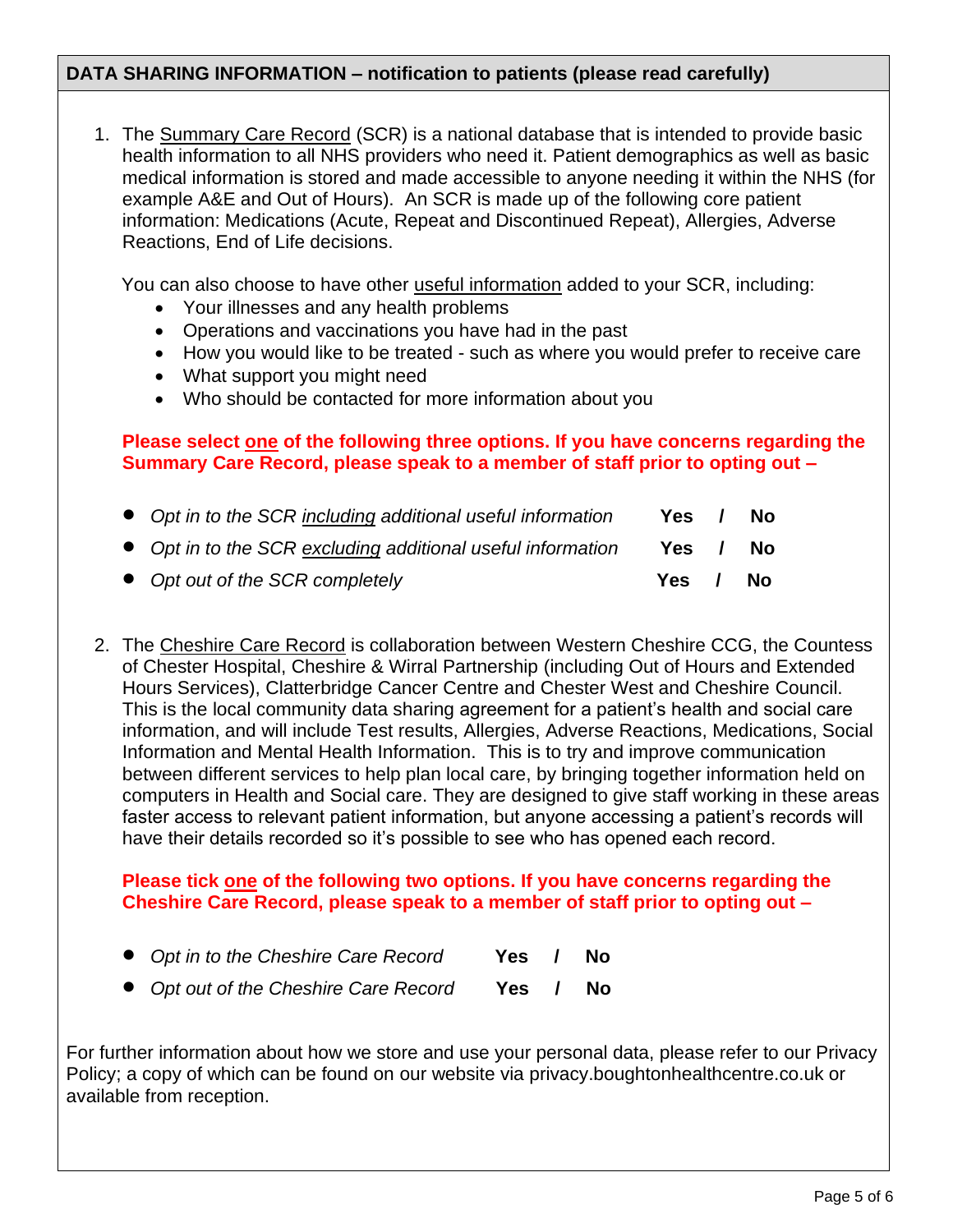## DATA SHARING INFORMATION – notification to patients (please read carefully)

1. The Summary Care Record (SCR) is a national database that is intended to provide basic health information to all NHS providers who need it. Patient demographics as well as basic medical information is stored and made accessible to anyone needing it within the NHS (for example A&E and Out of Hours). An SCR is made up of the following core patient information: Medications (Acute, Repeat and Discontinued Repeat), Allergies, Adverse Reactions, End of Life decisions.

   You can also choose to have other useful information added to your SCR, including:

   - Your illnesses and any health problems
   - Operations and vaccinations you have had in the past
   - How you would like to be treated - such as where you would prefer to receive care
   - What support you might need
   - Who should be contacted for more information about you

   **Please select one of the following three options. If you have concerns regarding the Summary Care Record, please speak to a member of staff prior to opting out –**

   - *Opt in to the SCR including additional useful information* **Yes / No**
   - *Opt in to the SCR excluding additional useful information* **Yes / No**
   - *Opt out of the SCR completely* **Yes / No**

2. The Cheshire Care Record is collaboration between Western Cheshire CCG, the Countess of Chester Hospital, Cheshire & Wirral Partnership (including Out of Hours and Extended Hours Services), Clatterbridge Cancer Centre and Chester West and Cheshire Council. This is the local community data sharing agreement for a patient's health and social care information, and will include Test results, Allergies, Adverse Reactions, Medications, Social Information and Mental Health Information. This is to try and improve communication between different services to help plan local care, by bringing together information held on computers in Health and Social care. They are designed to give staff working in these areas faster access to relevant patient information, but anyone accessing a patient's records will have their details recorded so it's possible to see who has opened each record.

   **Please tick one of the following two options. If you have concerns regarding the Cheshire Care Record, please speak to a member of staff prior to opting out –**

   - *Opt in to the Cheshire Care Record* **Yes / No**
   - *Opt out of the Cheshire Care Record* **Yes / No**

For further information about how we store and use your personal data, please refer to our Privacy Policy; a copy of which can be found on our website via privacy.boughtonhealthcentre.co.uk or available from reception.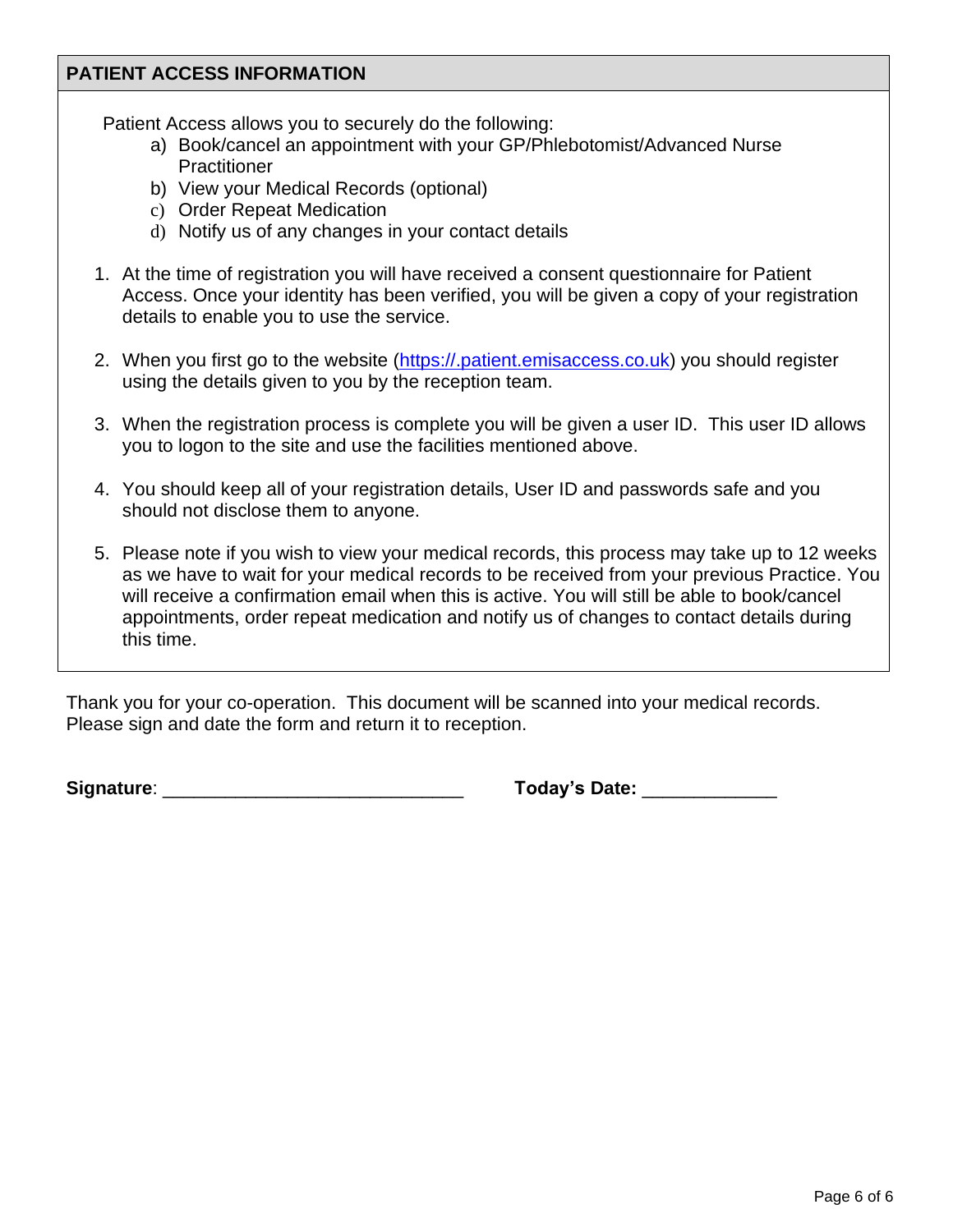## PATIENT ACCESS INFORMATION

Patient Access allows you to securely do the following:

a) Book/cancel an appointment with your GP/Phlebotomist/Advanced Nurse Practitioner
b) View your Medical Records (optional)
c) Order Repeat Medication
d) Notify us of any changes in your contact details

1. At the time of registration you will have received a consent questionnaire for Patient Access. Once your identity has been verified, you will be given a copy of your registration details to enable you to use the service.

2. When you first go to the website (https://.patient.emisaccess.co.uk) you should register using the details given to you by the reception team.

3. When the registration process is complete you will be given a user ID. This user ID allows you to logon to the site and use the facilities mentioned above.

4. You should keep all of your registration details, User ID and passwords safe and you should not disclose them to anyone.

5. Please note if you wish to view your medical records, this process may take up to 12 weeks as we have to wait for your medical records to be received from your previous Practice. You will receive a confirmation email when this is active. You will still be able to book/cancel appointments, order repeat medication and notify us of changes to contact details during this time.

Thank you for your co-operation. This document will be scanned into your medical records. Please sign and date the form and return it to reception.

**Signature**: ______________________________ **Today's Date:** _____________